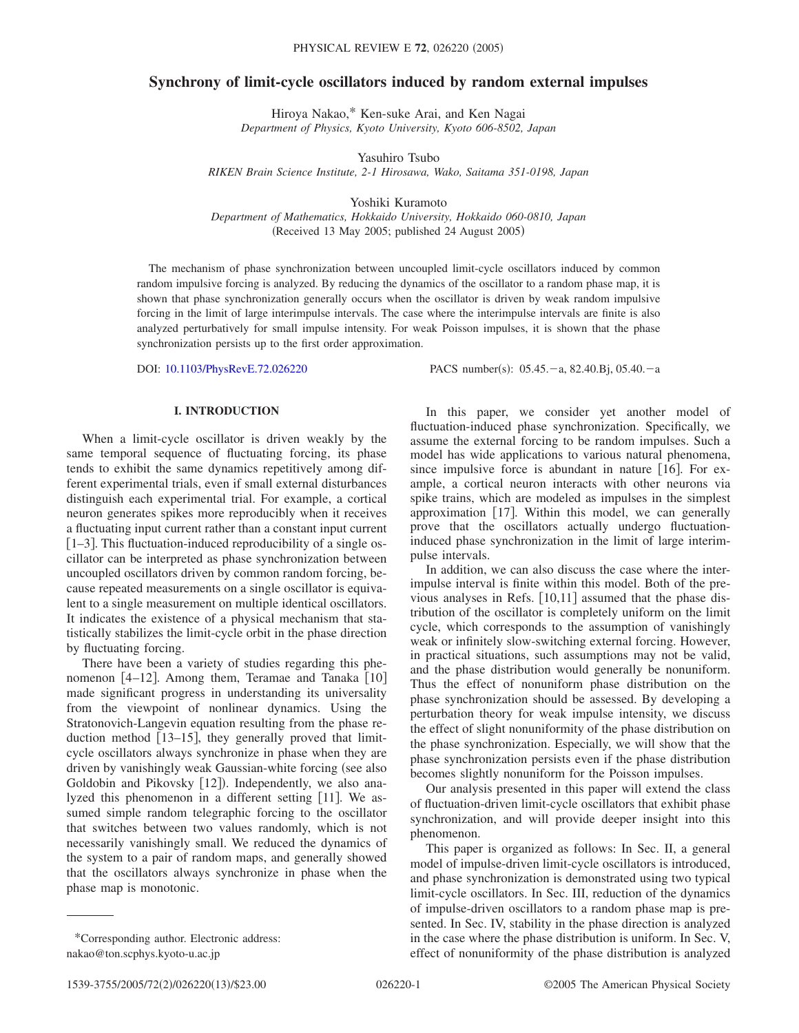# Synchrony of limit-cycle oscillators induced by random external impulses

Hiroya Nakao,* Ken-suke Arai, and Ken Nagai
*Department of Physics, Kyoto University, Kyoto 606-8502, Japan*

Yasuhiro Tsubo
*RIKEN Brain Science Institute, 2-1 Hirosawa, Wako, Saitama 351-0198, Japan*

Yoshiki Kuramoto
*Department of Mathematics, Hokkaido University, Hokkaido 060-0810, Japan*
(Received 13 May 2005; published 24 August 2005)

The mechanism of phase synchronization between uncoupled limit-cycle oscillators induced by common random impulsive forcing is analyzed. By reducing the dynamics of the oscillator to a random phase map, it is shown that phase synchronization generally occurs when the oscillator is driven by weak random impulsive forcing in the limit of large interimpulse intervals. The case where the interimpulse intervals are finite is also analyzed perturbatively for small impulse intensity. For weak Poisson impulses, it is shown that the phase synchronization persists up to the first order approximation.

DOI: 10.1103/PhysRevE.72.026220 PACS number(s): 05.45.−a, 82.40.Bj, 05.40.−a

## I. INTRODUCTION

When a limit-cycle oscillator is driven weakly by the same temporal sequence of fluctuating forcing, its phase tends to exhibit the same dynamics repetitively among different experimental trials, even if small external disturbances distinguish each experimental trial. For example, a cortical neuron generates spikes more reproducibly when it receives a fluctuating input current rather than a constant input current [1–3]. This fluctuation-induced reproducibility of a single oscillator can be interpreted as phase synchronization between uncoupled oscillators driven by common random forcing, because repeated measurements on a single oscillator is equivalent to a single measurement on multiple identical oscillators. It indicates the existence of a physical mechanism that statistically stabilizes the limit-cycle orbit in the phase direction by fluctuating forcing.

There have been a variety of studies regarding this phenomenon [4–12]. Among them, Teramae and Tanaka [10] made significant progress in understanding its universality from the viewpoint of nonlinear dynamics. Using the Stratonovich-Langevin equation resulting from the phase reduction method [13–15], they generally proved that limit-cycle oscillators always synchronize in phase when they are driven by vanishingly weak Gaussian-white forcing (see also Goldobin and Pikovsky [12]). Independently, we also analyzed this phenomenon in a different setting [11]. We assumed simple random telegraphic forcing to the oscillator that switches between two values randomly, which is not necessarily vanishingly small. We reduced the dynamics of the system to a pair of random maps, and generally showed that the oscillators always synchronize in phase when the phase map is monotonic.

In this paper, we consider yet another model of fluctuation-induced phase synchronization. Specifically, we assume the external forcing to be random impulses. Such a model has wide applications to various natural phenomena, since impulsive force is abundant in nature [16]. For example, a cortical neuron interacts with other neurons via spike trains, which are modeled as impulses in the simplest approximation [17]. Within this model, we can generally prove that the oscillators actually undergo fluctuation-induced phase synchronization in the limit of large interimpulse intervals.

In addition, we can also discuss the case where the interimpulse interval is finite within this model. Both of the previous analyses in Refs. [10,11] assumed that the phase distribution of the oscillator is completely uniform on the limit cycle, which corresponds to the assumption of vanishingly weak or infinitely slow-switching external forcing. However, in practical situations, such assumptions may not be valid, and the phase distribution would generally be nonuniform. Thus the effect of nonuniform phase distribution on the phase synchronization should be assessed. By developing a perturbation theory for weak impulse intensity, we discuss the effect of slight nonuniformity of the phase distribution on the phase synchronization. Especially, we will show that the phase synchronization persists even if the phase distribution becomes slightly nonuniform for the Poisson impulses.

Our analysis presented in this paper will extend the class of fluctuation-driven limit-cycle oscillators that exhibit phase synchronization, and will provide deeper insight into this phenomenon.

This paper is organized as follows: In Sec. II, a general model of impulse-driven limit-cycle oscillators is introduced, and phase synchronization is demonstrated using two typical limit-cycle oscillators. In Sec. III, reduction of the dynamics of impulse-driven oscillators to a random phase map is presented. In Sec. IV, stability in the phase direction is analyzed in the case where the phase distribution is uniform. In Sec. V, effect of nonuniformity of the phase distribution is analyzed

*Corresponding author. Electronic address: nakao@ton.scphys.kyoto-u.ac.jp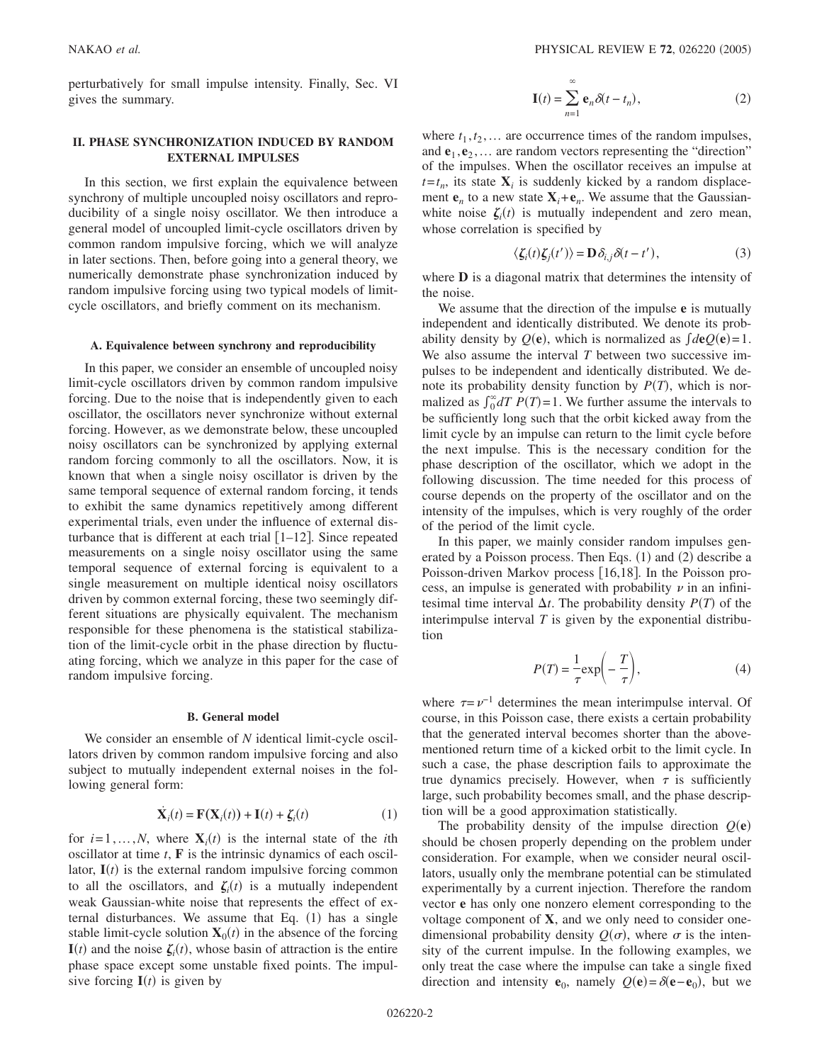perturbatively for small impulse intensity. Finally, Sec. VI gives the summary.

## II. PHASE SYNCHRONIZATION INDUCED BY RANDOM EXTERNAL IMPULSES

In this section, we first explain the equivalence between synchrony of multiple uncoupled noisy oscillators and reproducibility of a single noisy oscillator. We then introduce a general model of uncoupled limit-cycle oscillators driven by common random impulsive forcing, which we will analyze in later sections. Then, before going into a general theory, we numerically demonstrate phase synchronization induced by random impulsive forcing using two typical models of limit-cycle oscillators, and briefly comment on its mechanism.

### A. Equivalence between synchrony and reproducibility

In this paper, we consider an ensemble of uncoupled noisy limit-cycle oscillators driven by common random impulsive forcing. Due to the noise that is independently given to each oscillator, the oscillators never synchronize without external forcing. However, as we demonstrate below, these uncoupled noisy oscillators can be synchronized by applying external random forcing commonly to all the oscillators. Now, it is known that when a single noisy oscillator is driven by the same temporal sequence of external random forcing, it tends to exhibit the same dynamics repetitively among different experimental trials, even under the influence of external disturbance that is different at each trial [1–12]. Since repeated measurements on a single noisy oscillator using the same temporal sequence of external forcing is equivalent to a single measurement on multiple identical noisy oscillators driven by common external forcing, these two seemingly different situations are physically equivalent. The mechanism responsible for these phenomena is the statistical stabilization of the limit-cycle orbit in the phase direction by fluctuating forcing, which we analyze in this paper for the case of random impulsive forcing.

### B. General model

We consider an ensemble of $N$ identical limit-cycle oscillators driven by common random impulsive forcing and also subject to mutually independent external noises in the following general form:

$$\dot{\mathbf{X}}_i(t) = \mathbf{F}(\mathbf{X}_i(t)) + \mathbf{I}(t) + \boldsymbol{\zeta}_i(t) \tag{1}$$

for $i=1,\ldots,N$, where $\mathbf{X}_i(t)$ is the internal state of the $i$th oscillator at time $t$, $\mathbf{F}$ is the intrinsic dynamics of each oscillator, $\mathbf{I}(t)$ is the external random impulsive forcing common to all the oscillators, and $\boldsymbol{\zeta}_i(t)$ is a mutually independent weak Gaussian-white noise that represents the effect of external disturbances. We assume that Eq. (1) has a single stable limit-cycle solution $\mathbf{X}_0(t)$ in the absence of the forcing $\mathbf{I}(t)$ and the noise $\boldsymbol{\zeta}_i(t)$, whose basin of attraction is the entire phase space except some unstable fixed points. The impulsive forcing $\mathbf{I}(t)$ is given by

$$\mathbf{I}(t) = \sum_{n=1}^{\infty} \mathbf{e}_n \delta(t - t_n), \tag{2}$$

where $t_1, t_2, \ldots$ are occurrence times of the random impulses, and $\mathbf{e}_1, \mathbf{e}_2, \ldots$ are random vectors representing the "direction" of the impulses. When the oscillator receives an impulse at $t=t_n$, its state $\mathbf{X}_i$ is suddenly kicked by a random displacement $\mathbf{e}_n$ to a new state $\mathbf{X}_i + \mathbf{e}_n$. We assume that the Gaussian-white noise $\boldsymbol{\zeta}_i(t)$ is mutually independent and zero mean, whose correlation is specified by

$$\langle \boldsymbol{\zeta}_i(t) \boldsymbol{\zeta}_j(t') \rangle = \mathbf{D} \delta_{i,j} \delta(t - t'), \tag{3}$$

where $\mathbf{D}$ is a diagonal matrix that determines the intensity of the noise.

We assume that the direction of the impulse $\mathbf{e}$ is mutually independent and identically distributed. We denote its probability density by $Q(\mathbf{e})$, which is normalized as $\int d\mathbf{e} Q(\mathbf{e}) = 1$. We also assume the interval $T$ between two successive impulses to be independent and identically distributed. We denote its probability density function by $P(T)$, which is normalized as $\int_0^{\infty} dT\, P(T) = 1$. We further assume the intervals to be sufficiently long such that the orbit kicked away from the limit cycle by an impulse can return to the limit cycle before the next impulse. This is the necessary condition for the phase description of the oscillator, which we adopt in the following discussion. The time needed for this process of course depends on the property of the oscillator and on the intensity of the impulses, which is very roughly of the order of the period of the limit cycle.

In this paper, we mainly consider random impulses generated by a Poisson process. Then Eqs. (1) and (2) describe a Poisson-driven Markov process [16,18]. In the Poisson process, an impulse is generated with probability $\nu$ in an infinitesimal time interval $\Delta t$. The probability density $P(T)$ of the interimpulse interval $T$ is given by the exponential distribution

$$P(T) = \frac{1}{\tau} \exp\left( -\frac{T}{\tau} \right), \tag{4}$$

where $\tau = \nu^{-1}$ determines the mean interimpulse interval. Of course, in this Poisson case, there exists a certain probability that the generated interval becomes shorter than the above-mentioned return time of a kicked orbit to the limit cycle. In such a case, the phase description fails to approximate the true dynamics precisely. However, when $\tau$ is sufficiently large, such probability becomes small, and the phase description will be a good approximation statistically.

The probability density of the impulse direction $Q(\mathbf{e})$ should be chosen properly depending on the problem under consideration. For example, when we consider neural oscillators, usually only the membrane potential can be stimulated experimentally by a current injection. Therefore the random vector $\mathbf{e}$ has only one nonzero element corresponding to the voltage component of $\mathbf{X}$, and we only need to consider one-dimensional probability density $Q(\sigma)$, where $\sigma$ is the intensity of the current impulse. In the following examples, we only treat the case where the impulse can take a single fixed direction and intensity $\mathbf{e}_0$, namely $Q(\mathbf{e}) = \delta(\mathbf{e} - \mathbf{e}_0)$, but we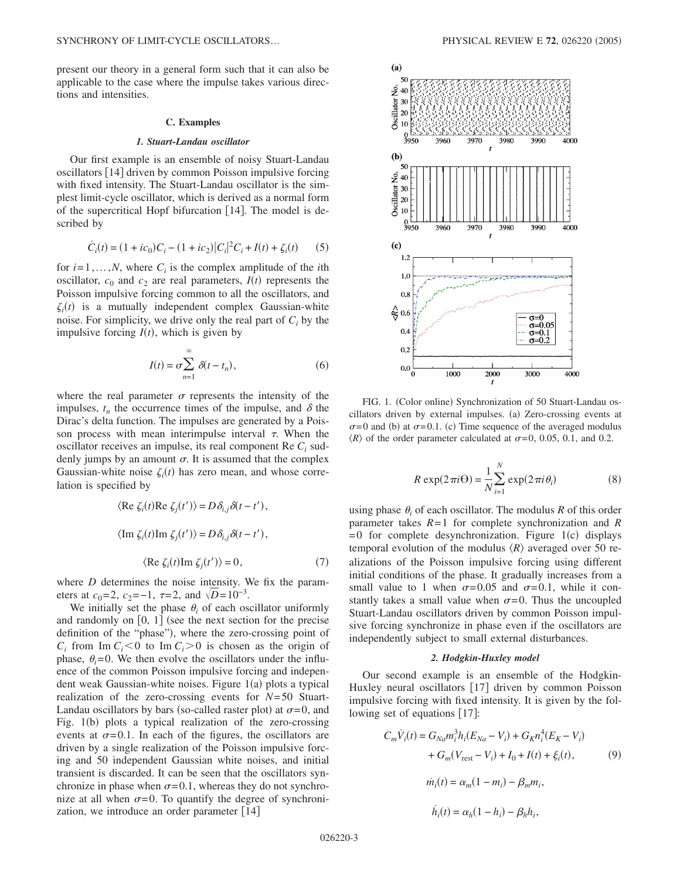present our theory in a general form such that it can also be applicable to the case where the impulse takes various directions and intensities.

### C. Examples

#### 1. Stuart-Landau oscillator

Our first example is an ensemble of noisy Stuart-Landau oscillators [14] driven by common Poisson impulsive forcing with fixed intensity. The Stuart-Landau oscillator is the simplest limit-cycle oscillator, which is derived as a normal form of the supercritical Hopf bifurcation [14]. The model is described by

$$\dot{C}_i(t) = (1 + ic_0)C_i - (1 + ic_2)|C_i|^2 C_i + I(t) + \zeta_i(t) \qquad (5)$$

for $i = 1, \ldots, N$, where $C_i$ is the complex amplitude of the $i$th oscillator, $c_0$ and $c_2$ are real parameters, $I(t)$ represents the Poisson impulsive forcing common to all the oscillators, and $\zeta_i(t)$ is a mutually independent complex Gaussian-white noise. For simplicity, we drive only the real part of $C_i$ by the impulsive forcing $I(t)$, which is given by

$$I(t) = \sigma \sum_{n=1}^{\infty} \delta(t - t_n), \qquad (6)$$

where the real parameter $\sigma$ represents the intensity of the impulses, $t_n$ the occurrence times of the impulse, and $\delta$ the Dirac's delta function. The impulses are generated by a Poisson process with mean interimpulse interval $\tau$. When the oscillator receives an impulse, its real component Re $C_i$ suddenly jumps by an amount $\sigma$. It is assumed that the complex Gaussian-white noise $\zeta_i(t)$ has zero mean, and whose correlation is specified by

$$\langle \mathrm{Re}\, \zeta_i(t) \mathrm{Re}\, \zeta_j(t') \rangle = D \delta_{i,j} \delta(t - t'),$$

$$\langle \mathrm{Im}\, \zeta_i(t) \mathrm{Im}\, \zeta_j(t') \rangle = D \delta_{i,j} \delta(t - t'),$$

$$\langle \mathrm{Re}\, \zeta_i(t) \mathrm{Im}\, \zeta_j(t') \rangle = 0, \qquad (7)$$

where $D$ determines the noise intensity. We fix the parameters at $c_0 = 2$, $c_2 = -1$, $\tau = 2$, and $\sqrt{D} = 10^{-3}$.

We initially set the phase $\theta_i$ of each oscillator uniformly and randomly on $[0, 1]$ (see the next section for the precise definition of the "phase"), where the zero-crossing point of $C_i$ from Im $C_i < 0$ to Im $C_i > 0$ is chosen as the origin of phase, $\theta_i = 0$. We then evolve the oscillators under the influence of the common Poisson impulsive forcing and independent weak Gaussian-white noises. Figure 1(a) plots a typical realization of the zero-crossing events for $N = 50$ Stuart-Landau oscillators by bars (so-called raster plot) at $\sigma = 0$, and Fig. 1(b) plots a typical realization of the zero-crossing events at $\sigma = 0.1$. In each of the figures, the oscillators are driven by a single realization of the Poisson impulsive forcing and 50 independent Gaussian white noises, and initial transient is discarded. It can be seen that the oscillators synchronize in phase when $\sigma = 0.1$, whereas they do not synchronize at all when $\sigma = 0$. To quantify the degree of synchronization, we introduce an order parameter [14]

FIG. 1. (Color online) Synchronization of 50 Stuart-Landau oscillators driven by external impulses. (a) Zero-crossing events at $\sigma = 0$ and (b) at $\sigma = 0.1$. (c) Time sequence of the averaged modulus $\langle R \rangle$ of the order parameter calculated at $\sigma = 0$, 0.05, 0.1, and 0.2.

$$R \exp(2\pi i \Theta) = \frac{1}{N} \sum_{i=1}^{N} \exp(2\pi i \theta_i) \qquad (8)$$

using phase $\theta_i$ of each oscillator. The modulus $R$ of this order parameter takes $R = 1$ for complete synchronization and $R = 0$ for complete desynchronization. Figure 1(c) displays temporal evolution of the modulus $\langle R \rangle$ averaged over 50 realizations of the Poisson impulsive forcing using different initial conditions of the phase. It gradually increases from a small value to 1 when $\sigma = 0.05$ and $\sigma = 0.1$, while it constantly takes a small value when $\sigma = 0$. Thus the uncoupled Stuart-Landau oscillators driven by common Poisson impulsive forcing synchronize in phase even if the oscillators are independently subject to small external disturbances.

#### 2. Hodgkin-Huxley model

Our second example is an ensemble of the Hodgkin-Huxley neural oscillators [17] driven by common Poisson impulsive forcing with fixed intensity. It is given by the following set of equations [17]:

$$C_m \dot{V}_i(t) = G_{Na} m_i^3 h_i (E_{Na} - V_i) + G_K n_i^4 (E_K - V_i) + G_m (V_{\mathrm{rest}} - V_i) + I_0 + I(t) + \xi_i(t), \qquad (9)$$

$$\dot{m}_i(t) = \alpha_m (1 - m_i) - \beta_m m_i,$$

$$\dot{h}_i(t) = \alpha_h (1 - h_i) - \beta_h h_i,$$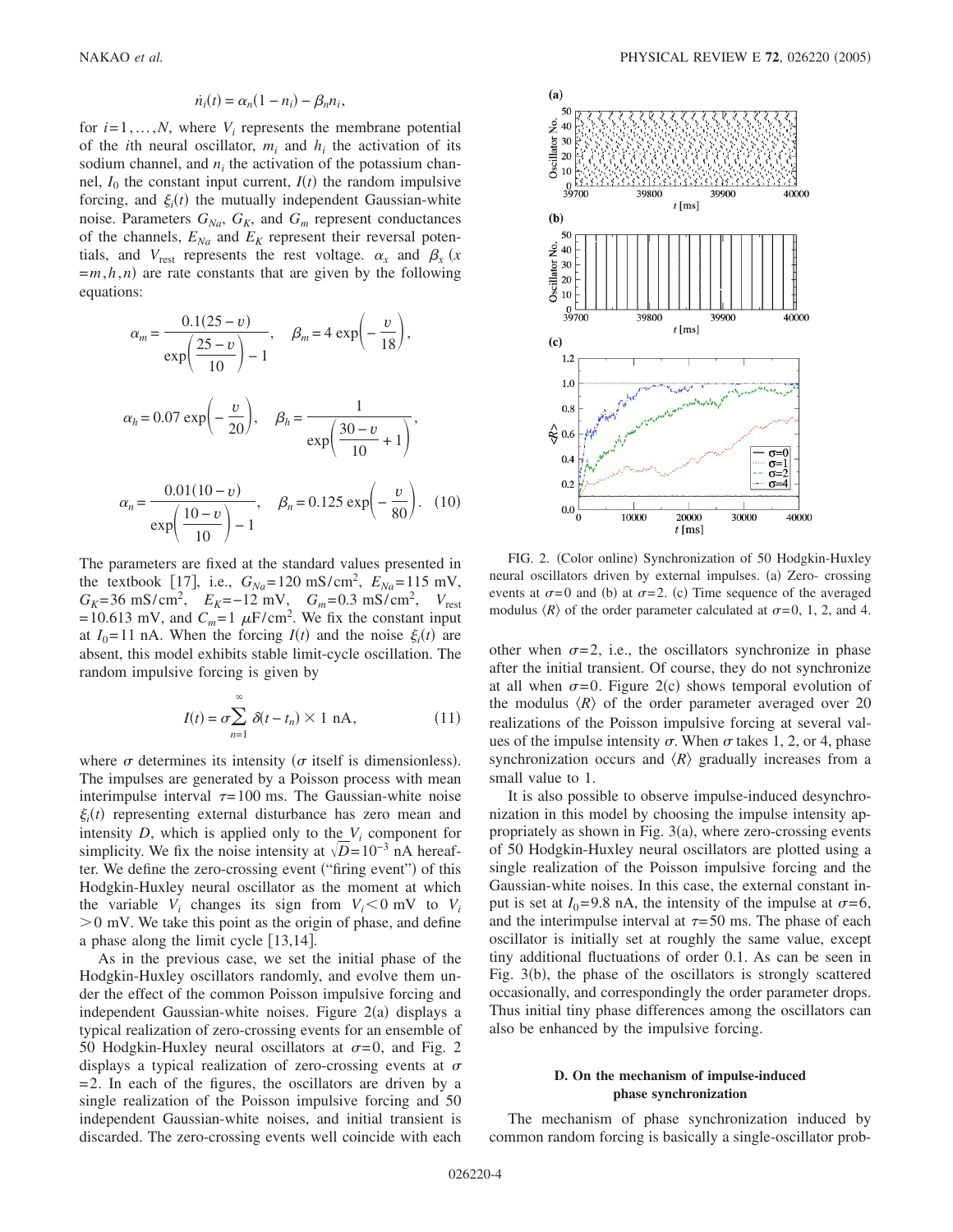$$\dot{n}_i(t) = \alpha_n(1 - n_i) - \beta_n n_i,$$

for $i=1,\ldots,N$, where $V_i$ represents the membrane potential of the $i$th neural oscillator, $m_i$ and $h_i$ the activation of its sodium channel, and $n_i$ the activation of the potassium channel, $I_0$ the constant input current, $I(t)$ the random impulsive forcing, and $\xi_i(t)$ the mutually independent Gaussian-white noise. Parameters $G_{Na}$, $G_K$, and $G_m$ represent conductances of the channels, $E_{Na}$ and $E_K$ represent their reversal potentials, and $V_{\text{rest}}$ represents the rest voltage. $\alpha_x$ and $\beta_x$ ($x = m, h, n$) are rate constants that are given by the following equations:

$$\alpha_m = \frac{0.1(25 - v)}{\exp\left(\frac{25 - v}{10}\right) - 1}, \quad \beta_m = 4 \exp\left(-\frac{v}{18}\right),$$

$$\alpha_h = 0.07 \exp\left(-\frac{v}{20}\right), \quad \beta_h = \frac{1}{\exp\left(\frac{30 - v}{10} + 1\right)},$$

$$\alpha_n = \frac{0.01(10 - v)}{\exp\left(\frac{10 - v}{10}\right) - 1}, \quad \beta_n = 0.125 \exp\left(-\frac{v}{80}\right). \quad (10)$$

The parameters are fixed at the standard values presented in the textbook [17], i.e., $G_{Na}=120$ mS/cm$^2$, $E_{Na}=115$ mV, $G_K=36$ mS/cm$^2$, $E_K=-12$ mV, $G_m=0.3$ mS/cm$^2$, $V_{\text{rest}}=10.613$ mV, and $C_m=1$ $\mu$F/cm$^2$. We fix the constant input at $I_0=11$ nA. When the forcing $I(t)$ and the noise $\xi_i(t)$ are absent, this model exhibits stable limit-cycle oscillation. The random impulsive forcing is given by

$$I(t) = \sigma \sum_{n=1}^{\infty} \delta(t - t_n) \times 1 \text{ nA}, \quad (11)$$

where $\sigma$ determines its intensity ($\sigma$ itself is dimensionless). The impulses are generated by a Poisson process with mean interimpulse interval $\tau=100$ ms. The Gaussian-white noise $\xi_i(t)$ representing external disturbance has zero mean and intensity $D$, which is applied only to the $V_i$ component for simplicity. We fix the noise intensity at $\sqrt{D}=10^{-3}$ nA hereafter. We define the zero-crossing event ("firing event") of this Hodgkin-Huxley neural oscillator as the moment at which the variable $V_i$ changes its sign from $V_i<0$ mV to $V_i>0$ mV. We take this point as the origin of phase, and define a phase along the limit cycle [13,14].

As in the previous case, we set the initial phase of the Hodgkin-Huxley oscillators randomly, and evolve them under the effect of the common Poisson impulsive forcing and independent Gaussian-white noises. Figure 2(a) displays a typical realization of zero-crossing events for an ensemble of 50 Hodgkin-Huxley neural oscillators at $\sigma=0$, and Fig. 2 displays a typical realization of zero-crossing events at $\sigma=2$. In each of the figures, the oscillators are driven by a single realization of the Poisson impulsive forcing and 50 independent Gaussian-white noises, and initial transient is discarded. The zero-crossing events well coincide with each other when $\sigma=2$, i.e., the oscillators synchronize in phase after the initial transient. Of course, they do not synchronize at all when $\sigma=0$. Figure 2(c) shows temporal evolution of the modulus $\langle R \rangle$ of the order parameter averaged over 20 realizations of the Poisson impulsive forcing at several values of the impulse intensity $\sigma$. When $\sigma$ takes 1, 2, or 4, phase synchronization occurs and $\langle R \rangle$ gradually increases from a small value to 1.

FIG. 2. (Color online) Synchronization of 50 Hodgkin-Huxley neural oscillators driven by external impulses. (a) Zero- crossing events at $\sigma=0$ and (b) at $\sigma=2$. (c) Time sequence of the averaged modulus $\langle R \rangle$ of the order parameter calculated at $\sigma=0$, 1, 2, and 4.

It is also possible to observe impulse-induced desynchronization in this model by choosing the impulse intensity appropriately as shown in Fig. 3(a), where zero-crossing events of 50 Hodgkin-Huxley neural oscillators are plotted using a single realization of the Poisson impulsive forcing and the Gaussian-white noises. In this case, the external constant input is set at $I_0=9.8$ nA, the intensity of the impulse at $\sigma=6$, and the interimpulse interval at $\tau=50$ ms. The phase of each oscillator is initially set at roughly the same value, except tiny additional fluctuations of order 0.1. As can be seen in Fig. 3(b), the phase of the oscillators is strongly scattered occasionally, and correspondingly the order parameter drops. Thus initial tiny phase differences among the oscillators can also be enhanced by the impulsive forcing.

### D. On the mechanism of impulse-induced phase synchronization

The mechanism of phase synchronization induced by common random forcing is basically a single-oscillator prob-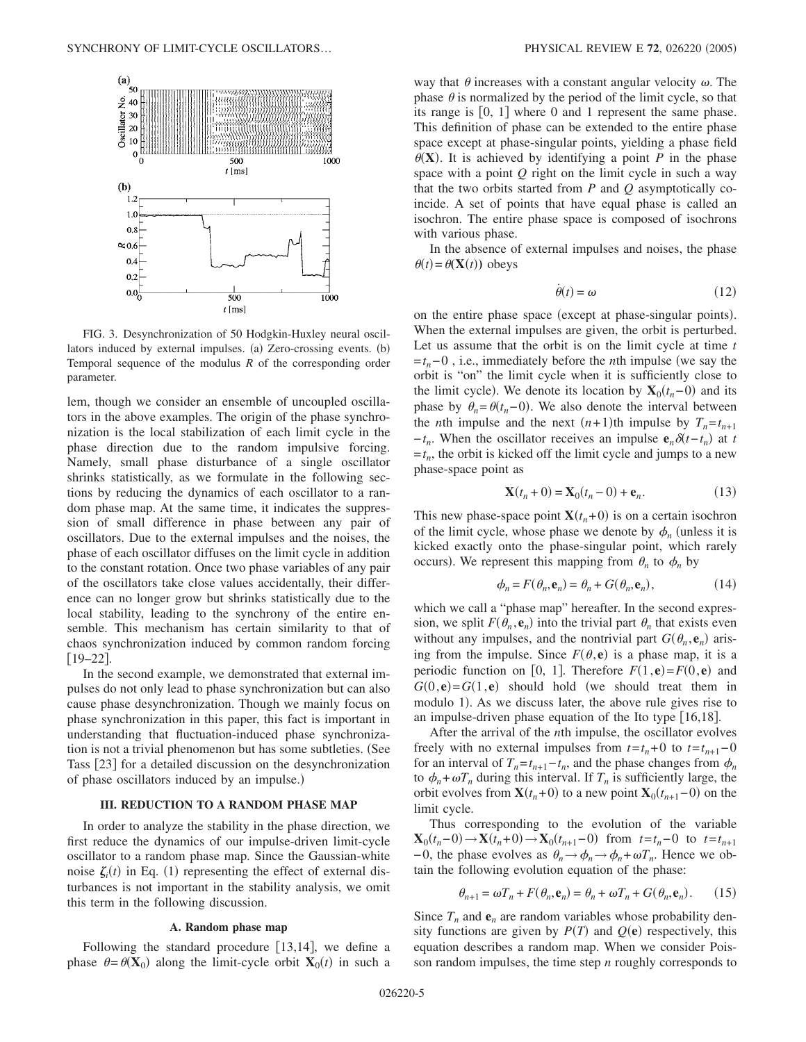FIG. 3. Desynchronization of 50 Hodgkin-Huxley neural oscillators induced by external impulses. (a) Zero-crossing events. (b) Temporal sequence of the modulus $R$ of the corresponding order parameter.

lem, though we consider an ensemble of uncoupled oscillators in the above examples. The origin of the phase synchronization is the local stabilization of each limit cycle in the phase direction due to the random impulsive forcing. Namely, small phase disturbance of a single oscillator shrinks statistically, as we formulate in the following sections by reducing the dynamics of each oscillator to a random phase map. At the same time, it indicates the suppression of small difference in phase between any pair of oscillators. Due to the external impulses and the noises, the phase of each oscillator diffuses on the limit cycle in addition to the constant rotation. Once two phase variables of any pair of the oscillators take close values accidentally, their difference can no longer grow but shrinks statistically due to the local stability, leading to the synchrony of the entire ensemble. This mechanism has certain similarity to that of chaos synchronization induced by common random forcing [19–22].

In the second example, we demonstrated that external impulses do not only lead to phase synchronization but can also cause phase desynchronization. Though we mainly focus on phase synchronization in this paper, this fact is important in understanding that fluctuation-induced phase synchronization is not a trivial phenomenon but has some subtleties. (See Tass [23] for a detailed discussion on the desynchronization of phase oscillators induced by an impulse.)

## III. REDUCTION TO A RANDOM PHASE MAP

In order to analyze the stability in the phase direction, we first reduce the dynamics of our impulse-driven limit-cycle oscillator to a random phase map. Since the Gaussian-white noise $\boldsymbol{\zeta}_i(t)$ in Eq. (1) representing the effect of external disturbances is not important in the stability analysis, we omit this term in the following discussion.

### A. Random phase map

Following the standard procedure [13,14], we define a phase $\theta=\theta(\mathbf{X}_0)$ along the limit-cycle orbit $\mathbf{X}_0(t)$ in such a way that $\theta$ increases with a constant angular velocity $\omega$. The phase $\theta$ is normalized by the period of the limit cycle, so that its range is $[0, 1]$ where 0 and 1 represent the same phase. This definition of phase can be extended to the entire phase space except at phase-singular points, yielding a phase field $\theta(\mathbf{X})$. It is achieved by identifying a point $P$ in the phase space with a point $Q$ right on the limit cycle in such a way that the two orbits started from $P$ and $Q$ asymptotically coincide. A set of points that have equal phase is called an isochron. The entire phase space is composed of isochrons with various phase.

In the absence of external impulses and noises, the phase $\theta(t)=\theta(\mathbf{X}(t))$ obeys

$$\dot{\theta}(t) = \omega \tag{12}$$

on the entire phase space (except at phase-singular points). When the external impulses are given, the orbit is perturbed. Let us assume that the orbit is on the limit cycle at time $t=t_n-0$ , i.e., immediately before the $n$th impulse (we say the orbit is "on" the limit cycle when it is sufficiently close to the limit cycle). We denote its location by $\mathbf{X}_0(t_n-0)$ and its phase by $\theta_n=\theta(t_n-0)$. We also denote the interval between the $n$th impulse and the next $(n+1)$th impulse by $T_n=t_{n+1}-t_n$. When the oscillator receives an impulse $\mathbf{e}_n\delta(t-t_n)$ at $t=t_n$, the orbit is kicked off the limit cycle and jumps to a new phase-space point as

$$\mathbf{X}(t_n+0) = \mathbf{X}_0(t_n-0) + \mathbf{e}_n. \tag{13}$$

This new phase-space point $\mathbf{X}(t_n+0)$ is on a certain isochron of the limit cycle, whose phase we denote by $\phi_n$ (unless it is kicked exactly onto the phase-singular point, which rarely occurs). We represent this mapping from $\theta_n$ to $\phi_n$ by

$$\phi_n = F(\theta_n,\mathbf{e}_n) = \theta_n + G(\theta_n,\mathbf{e}_n), \tag{14}$$

which we call a "phase map" hereafter. In the second expression, we split $F(\theta_n,\mathbf{e}_n)$ into the trivial part $\theta_n$ that exists even without any impulses, and the nontrivial part $G(\theta_n,\mathbf{e}_n)$ arising from the impulse. Since $F(\theta,\mathbf{e})$ is a phase map, it is a periodic function on $[0, 1]$. Therefore $F(1,\mathbf{e})=F(0,\mathbf{e})$ and $G(0,\mathbf{e})=G(1,\mathbf{e})$ should hold (we should treat them in modulo 1). As we discuss later, the above rule gives rise to an impulse-driven phase equation of the Ito type [16,18].

After the arrival of the $n$th impulse, the oscillator evolves freely with no external impulses from $t=t_n+0$ to $t=t_{n+1}-0$ for an interval of $T_n=t_{n+1}-t_n$, and the phase changes from $\phi_n$ to $\phi_n+\omega T_n$ during this interval. If $T_n$ is sufficiently large, the orbit evolves from $\mathbf{X}(t_n+0)$ to a new point $\mathbf{X}_0(t_{n+1}-0)$ on the limit cycle.

Thus corresponding to the evolution of the variable $\mathbf{X}_0(t_n-0)\rightarrow\mathbf{X}(t_n+0)\rightarrow\mathbf{X}_0(t_{n+1}-0)$ from $t=t_n-0$ to $t=t_{n+1}-0$, the phase evolves as $\theta_n\rightarrow\phi_n\rightarrow\phi_n+\omega T_n$. Hence we obtain the following evolution equation of the phase:

$$\theta_{n+1} = \omega T_n + F(\theta_n,\mathbf{e}_n) = \theta_n + \omega T_n + G(\theta_n,\mathbf{e}_n). \tag{15}$$

Since $T_n$ and $\mathbf{e}_n$ are random variables whose probability density functions are given by $P(T)$ and $Q(\mathbf{e})$ respectively, this equation describes a random map. When we consider Poisson random impulses, the time step $n$ roughly corresponds to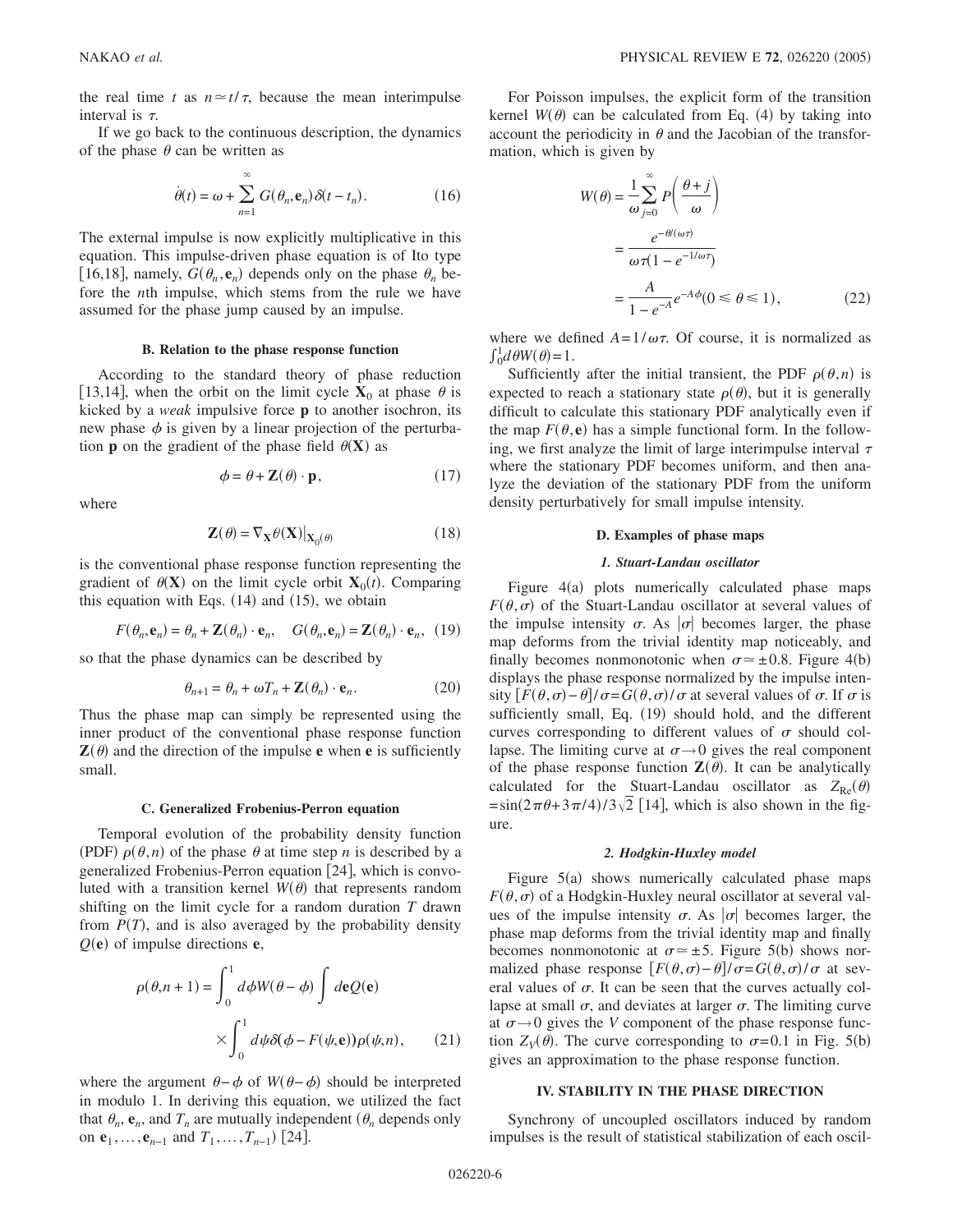the real time $t$ as $n \simeq t/\tau$, because the mean interimpulse interval is $\tau$.

If we go back to the continuous description, the dynamics of the phase $\theta$ can be written as

$$\dot{\theta}(t) = \omega + \sum_{n=1}^{\infty} G(\theta_n, \mathbf{e}_n)\delta(t - t_n). \tag{16}$$

The external impulse is now explicitly multiplicative in this equation. This impulse-driven phase equation is of Ito type [16,18], namely, $G(\theta_n, \mathbf{e}_n)$ depends only on the phase $\theta_n$ before the $n$th impulse, which stems from the rule we have assumed for the phase jump caused by an impulse.

### B. Relation to the phase response function

According to the standard theory of phase reduction [13,14], when the orbit on the limit cycle $\mathbf{X}_0$ at phase $\theta$ is kicked by a *weak* impulsive force $\mathbf{p}$ to another isochron, its new phase $\phi$ is given by a linear projection of the perturbation $\mathbf{p}$ on the gradient of the phase field $\theta(\mathbf{X})$ as

$$\phi = \theta + \mathbf{Z}(\theta) \cdot \mathbf{p}, \tag{17}$$

where

$$\mathbf{Z}(\theta) = \nabla_{\mathbf{X}} \theta(\mathbf{X})\big|_{\mathbf{X}_0(\theta)} \tag{18}$$

is the conventional phase response function representing the gradient of $\theta(\mathbf{X})$ on the limit cycle orbit $\mathbf{X}_0(t)$. Comparing this equation with Eqs. (14) and (15), we obtain

$$F(\theta_n, \mathbf{e}_n) = \theta_n + \mathbf{Z}(\theta_n) \cdot \mathbf{e}_n, \quad G(\theta_n, \mathbf{e}_n) = \mathbf{Z}(\theta_n) \cdot \mathbf{e}_n, \tag{19}$$

so that the phase dynamics can be described by

$$\theta_{n+1} = \theta_n + \omega T_n + \mathbf{Z}(\theta_n) \cdot \mathbf{e}_n. \tag{20}$$

Thus the phase map can simply be represented using the inner product of the conventional phase response function $\mathbf{Z}(\theta)$ and the direction of the impulse $\mathbf{e}$ when $\mathbf{e}$ is sufficiently small.

### C. Generalized Frobenius-Perron equation

Temporal evolution of the probability density function (PDF) $\rho(\theta, n)$ of the phase $\theta$ at time step $n$ is described by a generalized Frobenius-Perron equation [24], which is convoluted with a transition kernel $W(\theta)$ that represents random shifting on the limit cycle for a random duration $T$ drawn from $P(T)$, and is also averaged by the probability density $Q(\mathbf{e})$ of impulse directions $\mathbf{e}$,

$$\rho(\theta, n+1) = \int_0^1 d\phi W(\theta - \phi) \int d\mathbf{e} Q(\mathbf{e}) \times \int_0^1 d\psi \delta(\phi - F(\psi, \mathbf{e}))\rho(\psi, n), \tag{21}$$

where the argument $\theta - \phi$ of $W(\theta - \phi)$ should be interpreted in modulo 1. In deriving this equation, we utilized the fact that $\theta_n$, $\mathbf{e}_n$, and $T_n$ are mutually independent ($\theta_n$ depends only on $\mathbf{e}_1, \ldots, \mathbf{e}_{n-1}$ and $T_1, \ldots, T_{n-1}$) [24].

For Poisson impulses, the explicit form of the transition kernel $W(\theta)$ can be calculated from Eq. (4) by taking into account the periodicity in $\theta$ and the Jacobian of the transformation, which is given by

$$\begin{aligned} W(\theta) &= \frac{1}{\omega} \sum_{j=0}^{\infty} P\left(\frac{\theta + j}{\omega}\right) \\ &= \frac{e^{-\theta/(\omega\tau)}}{\omega\tau(1 - e^{-1/\omega\tau})} \\ &= \frac{A}{1 - e^{-A}} e^{-A\phi} (0 \le \theta \le 1), \end{aligned} \tag{22}$$

where we defined $A = 1/\omega\tau$. Of course, it is normalized as $\int_0^1 d\theta W(\theta) = 1$.

Sufficiently after the initial transient, the PDF $\rho(\theta, n)$ is expected to reach a stationary state $\rho(\theta)$, but it is generally difficult to calculate this stationary PDF analytically even if the map $F(\theta, \mathbf{e})$ has a simple functional form. In the following, we first analyze the limit of large interimpulse interval $\tau$ where the stationary PDF becomes uniform, and then analyze the deviation of the stationary PDF from the uniform density perturbatively for small impulse intensity.

### D. Examples of phase maps

#### *1. Stuart-Landau oscillator*

Figure 4(a) plots numerically calculated phase maps $F(\theta, \sigma)$ of the Stuart-Landau oscillator at several values of the impulse intensity $\sigma$. As $|\sigma|$ becomes larger, the phase map deforms from the trivial identity map noticeably, and finally becomes nonmonotonic when $\sigma \simeq \pm 0.8$. Figure 4(b) displays the phase response normalized by the impulse intensity $[F(\theta, \sigma) - \theta]/\sigma = G(\theta, \sigma)/\sigma$ at several values of $\sigma$. If $\sigma$ is sufficiently small, Eq. (19) should hold, and the different curves corresponding to different values of $\sigma$ should collapse. The limiting curve at $\sigma \to 0$ gives the real component of the phase response function $\mathbf{Z}(\theta)$. It can be analytically calculated for the Stuart-Landau oscillator as $Z_{\mathrm{Re}}(\theta) = \sin(2\pi\theta + 3\pi/4)/3\sqrt{2}$ [14], which is also shown in the figure.

#### *2. Hodgkin-Huxley model*

Figure 5(a) shows numerically calculated phase maps $F(\theta, \sigma)$ of a Hodgkin-Huxley neural oscillator at several values of the impulse intensity $\sigma$. As $|\sigma|$ becomes larger, the phase map deforms from the trivial identity map and finally becomes nonmonotonic at $\sigma \simeq \pm 5$. Figure 5(b) shows normalized phase response $[F(\theta, \sigma) - \theta]/\sigma = G(\theta, \sigma)/\sigma$ at several values of $\sigma$. It can be seen that the curves actually collapse at small $\sigma$, and deviates at larger $\sigma$. The limiting curve at $\sigma \to 0$ gives the $V$ component of the phase response function $Z_V(\theta)$. The curve corresponding to $\sigma = 0.1$ in Fig. 5(b) gives an approximation to the phase response function.

## IV. STABILITY IN THE PHASE DIRECTION

Synchrony of uncoupled oscillators induced by random impulses is the result of statistical stabilization of each oscil-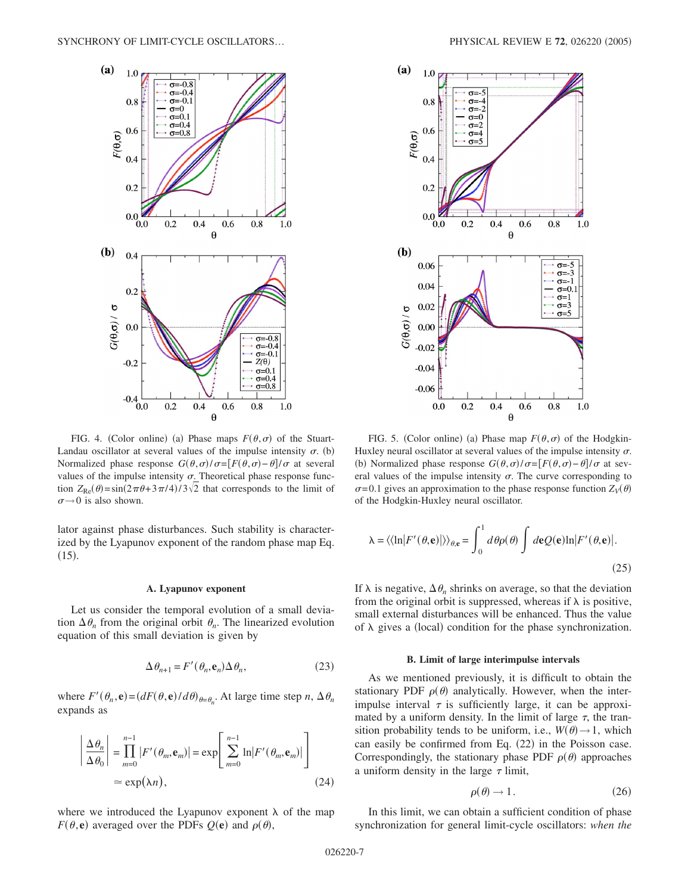FIG. 4. (Color online) (a) Phase maps $F(\theta,\sigma)$ of the Stuart-Landau oscillator at several values of the impulse intensity $\sigma$. (b) Normalized phase response $G(\theta,\sigma)/\sigma=[F(\theta,\sigma)-\theta]/\sigma$ at several values of the impulse intensity $\sigma$. Theoretical phase response function $Z_{\mathrm{Re}}(\theta)=\sin(2\pi\theta+3\pi/4)/3\sqrt{2}$ that corresponds to the limit of $\sigma\to 0$ is also shown.

FIG. 5. (Color online) (a) Phase map $F(\theta,\sigma)$ of the Hodgkin-Huxley neural oscillator at several values of the impulse intensity $\sigma$. (b) Normalized phase response $G(\theta,\sigma)/\sigma=[F(\theta,\sigma)-\theta]/\sigma$ at several values of the impulse intensity $\sigma$. The curve corresponding to $\sigma=0.1$ gives an approximation to the phase response function $Z_V(\theta)$ of the Hodgkin-Huxley neural oscillator.

lator against phase disturbances. Such stability is characterized by the Lyapunov exponent of the random phase map Eq. (15).

### A. Lyapunov exponent

Let us consider the temporal evolution of a small deviation $\Delta\theta_n$ from the original orbit $\theta_n$. The linearized evolution equation of this small deviation is given by

$$\Delta\theta_{n+1}=F'(\theta_n,\mathbf{e}_n)\Delta\theta_n, \tag{23}$$

where $F'(\theta_n,\mathbf{e})=(dF(\theta,\mathbf{e})/d\theta)_{\theta=\theta_n}$. At large time step $n$, $\Delta\theta_n$ expands as

$$\left|\frac{\Delta\theta_n}{\Delta\theta_0}\right|=\prod_{m=0}^{n-1}|F'(\theta_m,\mathbf{e}_m)|=\exp\left[\sum_{m=0}^{n-1}\ln|F'(\theta_m,\mathbf{e}_m)|\right]$$
$$\simeq\exp(\lambda n), \tag{24}$$

where we introduced the Lyapunov exponent $\lambda$ of the map $F(\theta,\mathbf{e})$ averaged over the PDFs $Q(\mathbf{e})$ and $\rho(\theta)$,

$$\lambda=\langle\langle\ln|F'(\theta,\mathbf{e})|\rangle\rangle_{\theta,\mathbf{e}}=\int_0^1 d\theta\rho(\theta)\int d\mathbf{e}Q(\mathbf{e})\ln|F'(\theta,\mathbf{e})|. \tag{25}$$

If $\lambda$ is negative, $\Delta\theta_n$ shrinks on average, so that the deviation from the original orbit is suppressed, whereas if $\lambda$ is positive, small external disturbances will be enhanced. Thus the value of $\lambda$ gives a (local) condition for the phase synchronization.

### B. Limit of large interimpulse intervals

As we mentioned previously, it is difficult to obtain the stationary PDF $\rho(\theta)$ analytically. However, when the interimpulse interval $\tau$ is sufficiently large, it can be approximated by a uniform density. In the limit of large $\tau$, the transition probability tends to be uniform, i.e., $W(\theta)\to 1$, which can easily be confirmed from Eq. (22) in the Poisson case. Correspondingly, the stationary phase PDF $\rho(\theta)$ approaches a uniform density in the large $\tau$ limit,

$$\rho(\theta)\to 1. \tag{26}$$

In this limit, we can obtain a sufficient condition of phase synchronization for general limit-cycle oscillators: *when the*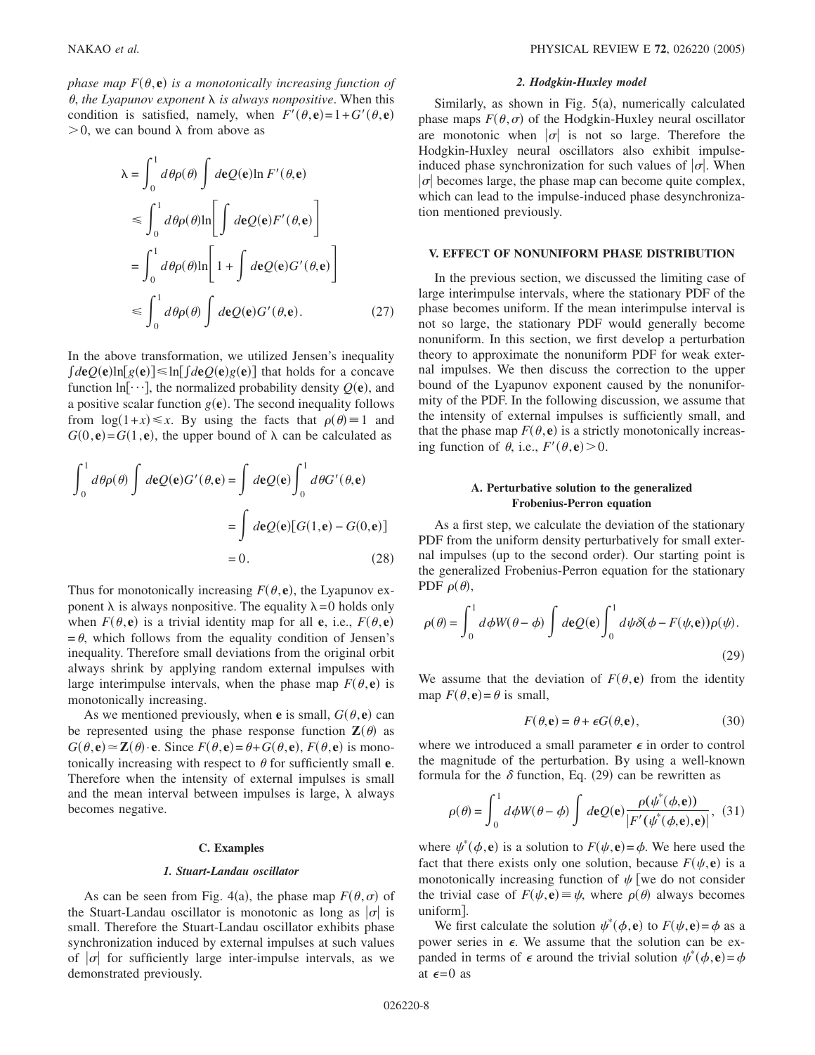*phase map $F(\theta, \mathbf{e})$ is a monotonically increasing function of $\theta$, the Lyapunov exponent $\lambda$ is always nonpositive*. When this condition is satisfied, namely, when $F'(\theta, \mathbf{e}) = 1 + G'(\theta, \mathbf{e}) > 0$, we can bound $\lambda$ from above as

$$
\begin{aligned}
\lambda &= \int_0^1 d\theta \rho(\theta) \int d\mathbf{e} Q(\mathbf{e}) \ln F'(\theta, \mathbf{e}) \\
&\leq \int_0^1 d\theta \rho(\theta) \ln \left[ \int d\mathbf{e} Q(\mathbf{e}) F'(\theta, \mathbf{e}) \right] \\
&= \int_0^1 d\theta \rho(\theta) \ln \left[ 1 + \int d\mathbf{e} Q(\mathbf{e}) G'(\theta, \mathbf{e}) \right] \\
&\leq \int_0^1 d\theta \rho(\theta) \int d\mathbf{e} Q(\mathbf{e}) G'(\theta, \mathbf{e}). \qquad (27)
\end{aligned}
$$

In the above transformation, we utilized Jensen's inequality $\int d\mathbf{e} Q(\mathbf{e}) \ln[g(\mathbf{e})] \leq \ln[\int d\mathbf{e} Q(\mathbf{e}) g(\mathbf{e})]$ that holds for a concave function $\ln[\cdots]$, the normalized probability density $Q(\mathbf{e})$, and a positive scalar function $g(\mathbf{e})$. The second inequality follows from $\log(1+x) \leq x$. By using the facts that $\rho(\theta) \equiv 1$ and $G(0, \mathbf{e}) = G(1, \mathbf{e})$, the upper bound of $\lambda$ can be calculated as

$$
\begin{aligned}
\int_0^1 d\theta \rho(\theta) \int d\mathbf{e} Q(\mathbf{e}) G'(\theta, \mathbf{e}) &= \int d\mathbf{e} Q(\mathbf{e}) \int_0^1 d\theta G'(\theta, \mathbf{e}) \\
&= \int d\mathbf{e} Q(\mathbf{e}) [G(1, \mathbf{e}) - G(0, \mathbf{e})] \\
&= 0. \qquad (28)
\end{aligned}
$$

Thus for monotonically increasing $F(\theta, \mathbf{e})$, the Lyapunov exponent $\lambda$ is always nonpositive. The equality $\lambda = 0$ holds only when $F(\theta, \mathbf{e})$ is a trivial identity map for all $\mathbf{e}$, i.e., $F(\theta, \mathbf{e}) = \theta$, which follows from the equality condition of Jensen's inequality. Therefore small deviations from the original orbit always shrink by applying random external impulses with large interimpulse intervals, when the phase map $F(\theta, \mathbf{e})$ is monotonically increasing.

As we mentioned previously, when $\mathbf{e}$ is small, $G(\theta, \mathbf{e})$ can be represented using the phase response function $\mathbf{Z}(\theta)$ as $G(\theta, \mathbf{e}) \simeq \mathbf{Z}(\theta) \cdot \mathbf{e}$. Since $F(\theta, \mathbf{e}) = \theta + G(\theta, \mathbf{e})$, $F(\theta, \mathbf{e})$ is monotonically increasing with respect to $\theta$ for sufficiently small $\mathbf{e}$. Therefore when the intensity of external impulses is small and the mean interval between impulses is large, $\lambda$ always becomes negative.

### C. Examples

#### *1. Stuart-Landau oscillator*

As can be seen from Fig. 4(a), the phase map $F(\theta, \sigma)$ of the Stuart-Landau oscillator is monotonic as long as $|\sigma|$ is small. Therefore the Stuart-Landau oscillator exhibits phase synchronization induced by external impulses at such values of $|\sigma|$ for sufficiently large inter-impulse intervals, as we demonstrated previously.

#### *2. Hodgkin-Huxley model*

Similarly, as shown in Fig. 5(a), numerically calculated phase maps $F(\theta, \sigma)$ of the Hodgkin-Huxley neural oscillator are monotonic when $|\sigma|$ is not so large. Therefore the Hodgkin-Huxley neural oscillators also exhibit impulse-induced phase synchronization for such values of $|\sigma|$. When $|\sigma|$ becomes large, the phase map can become quite complex, which can lead to the impulse-induced phase desynchronization mentioned previously.

## V. EFFECT OF NONUNIFORM PHASE DISTRIBUTION

In the previous section, we discussed the limiting case of large interimpulse intervals, where the stationary PDF of the phase becomes uniform. If the mean interimpulse interval is not so large, the stationary PDF would generally become nonuniform. In this section, we first develop a perturbation theory to approximate the nonuniform PDF for weak external impulses. We then discuss the correction to the upper bound of the Lyapunov exponent caused by the nonuniformity of the PDF. In the following discussion, we assume that the intensity of external impulses is sufficiently small, and that the phase map $F(\theta, \mathbf{e})$ is a strictly monotonically increasing function of $\theta$, i.e., $F'(\theta, \mathbf{e}) > 0$.

### A. Perturbative solution to the generalized Frobenius-Perron equation

As a first step, we calculate the deviation of the stationary PDF from the uniform density perturbatively for small external impulses (up to the second order). Our starting point is the generalized Frobenius-Perron equation for the stationary PDF $\rho(\theta)$,

$$
\rho(\theta) = \int_0^1 d\phi W(\theta - \phi) \int d\mathbf{e} Q(\mathbf{e}) \int_0^1 d\psi \delta(\phi - F(\psi, \mathbf{e})) \rho(\psi). \qquad (29)
$$

We assume that the deviation of $F(\theta, \mathbf{e})$ from the identity map $F(\theta, \mathbf{e}) = \theta$ is small,

$$
F(\theta, \mathbf{e}) = \theta + \epsilon G(\theta, \mathbf{e}), \qquad (30)
$$

where we introduced a small parameter $\epsilon$ in order to control the magnitude of the perturbation. By using a well-known formula for the $\delta$ function, Eq. (29) can be rewritten as

$$
\rho(\theta) = \int_0^1 d\phi W(\theta - \phi) \int d\mathbf{e} Q(\mathbf{e}) \frac{\rho(\psi^*(\phi, \mathbf{e}))}{|F'(\psi^*(\phi, \mathbf{e}), \mathbf{e})|}, \qquad (31)
$$

where $\psi^*(\phi, \mathbf{e})$ is a solution to $F(\psi, \mathbf{e}) = \phi$. We here used the fact that there exists only one solution, because $F(\psi, \mathbf{e})$ is a monotonically increasing function of $\psi$ [we do not consider the trivial case of $F(\psi, \mathbf{e}) \equiv \psi$, where $\rho(\theta)$ always becomes uniform].

We first calculate the solution $\psi^*(\phi, \mathbf{e})$ to $F(\psi, \mathbf{e}) = \phi$ as a power series in $\epsilon$. We assume that the solution can be expanded in terms of $\epsilon$ around the trivial solution $\psi^*(\phi, \mathbf{e}) = \phi$ at $\epsilon = 0$ as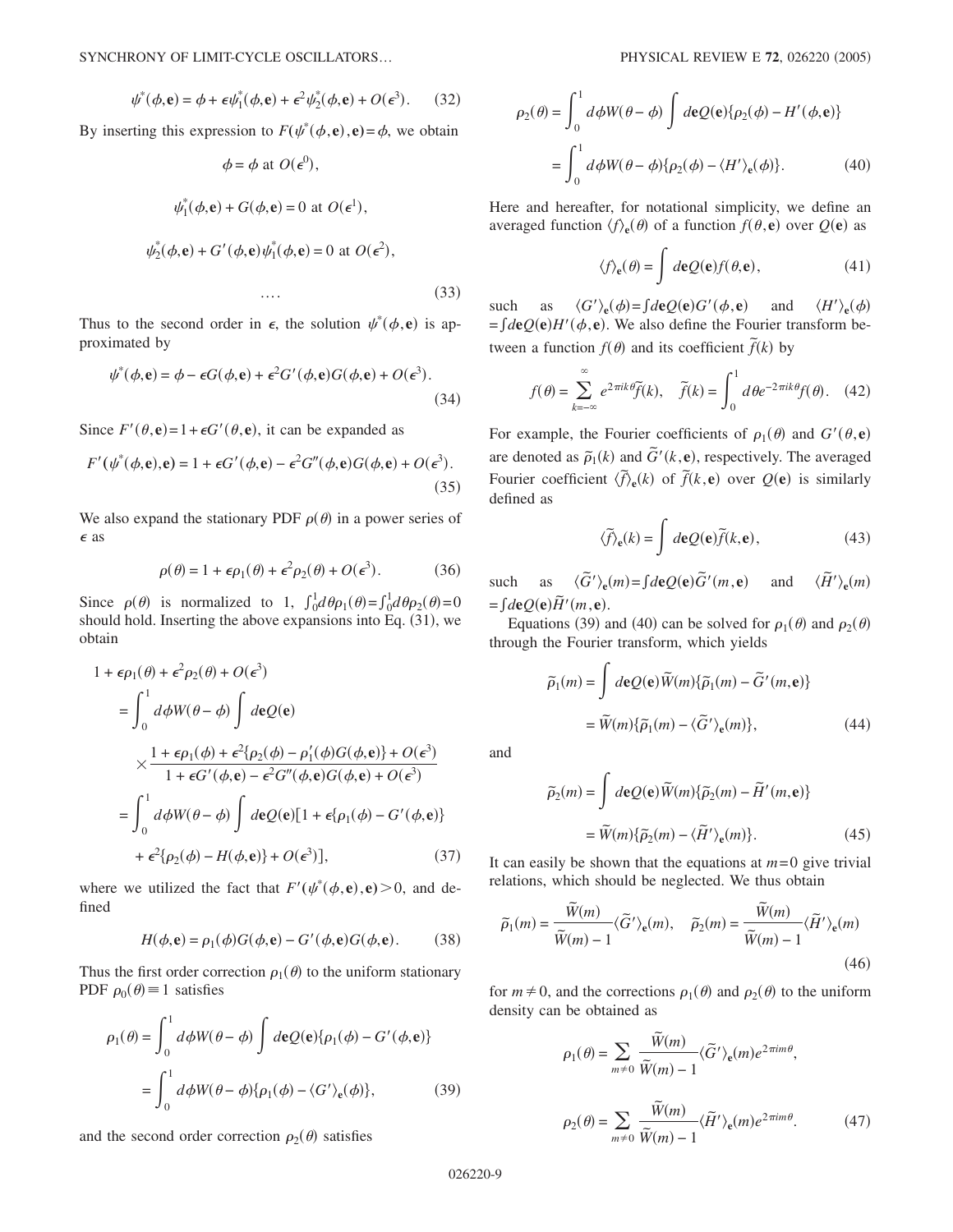$$\psi^*(\phi,\mathbf{e}) = \phi + \epsilon\psi_1^*(\phi,\mathbf{e}) + \epsilon^2\psi_2^*(\phi,\mathbf{e}) + O(\epsilon^3). \quad (32)$$

By inserting this expression to $F(\psi^*(\phi,\mathbf{e}),\mathbf{e}) = \phi$, we obtain

$$\phi = \phi \text{ at } O(\epsilon^0),$$

$$\psi_1^*(\phi,\mathbf{e}) + G(\phi,\mathbf{e}) = 0 \text{ at } O(\epsilon^1),$$

$$\psi_2^*(\phi,\mathbf{e}) + G'(\phi,\mathbf{e})\psi_1^*(\phi,\mathbf{e}) = 0 \text{ at } O(\epsilon^2),$$

$$\ldots. \quad (33)$$

Thus to the second order in $\epsilon$, the solution $\psi^*(\phi,\mathbf{e})$ is approximated by

$$\psi^*(\phi,\mathbf{e}) = \phi - \epsilon G(\phi,\mathbf{e}) + \epsilon^2 G'(\phi,\mathbf{e})G(\phi,\mathbf{e}) + O(\epsilon^3). \quad (34)$$

Since $F'(\theta,\mathbf{e}) = 1 + \epsilon G'(\theta,\mathbf{e})$, it can be expanded as

$$F'(\psi^*(\phi,\mathbf{e}),\mathbf{e}) = 1 + \epsilon G'(\phi,\mathbf{e}) - \epsilon^2 G''(\phi,\mathbf{e})G(\phi,\mathbf{e}) + O(\epsilon^3). \quad (35)$$

We also expand the stationary PDF $\rho(\theta)$ in a power series of $\epsilon$ as

$$\rho(\theta) = 1 + \epsilon\rho_1(\theta) + \epsilon^2\rho_2(\theta) + O(\epsilon^3). \quad (36)$$

Since $\rho(\theta)$ is normalized to 1, $\int_0^1 d\theta\rho_1(\theta) = \int_0^1 d\theta\rho_2(\theta) = 0$ should hold. Inserting the above expansions into Eq. (31), we obtain

$$\begin{aligned}
&1 + \epsilon\rho_1(\theta) + \epsilon^2\rho_2(\theta) + O(\epsilon^3) \\
&= \int_0^1 d\phi W(\theta-\phi)\int d\mathbf{e}Q(\mathbf{e}) \\
&\quad\times \frac{1 + \epsilon\rho_1(\phi) + \epsilon^2\{\rho_2(\phi) - \rho_1'(\phi)G(\phi,\mathbf{e})\} + O(\epsilon^3)}{1 + \epsilon G'(\phi,\mathbf{e}) - \epsilon^2 G''(\phi,\mathbf{e})G(\phi,\mathbf{e}) + O(\epsilon^3)} \\
&= \int_0^1 d\phi W(\theta-\phi)\int d\mathbf{e}Q(\mathbf{e})[1 + \epsilon\{\rho_1(\phi) - G'(\phi,\mathbf{e})\} \\
&\quad + \epsilon^2\{\rho_2(\phi) - H(\phi,\mathbf{e})\} + O(\epsilon^3)],
\end{aligned} \quad (37)$$

where we utilized the fact that $F'(\psi^*(\phi,\mathbf{e}),\mathbf{e}) > 0$, and defined

$$H(\phi,\mathbf{e}) = \rho_1(\phi)G(\phi,\mathbf{e}) - G'(\phi,\mathbf{e})G(\phi,\mathbf{e}). \quad (38)$$

Thus the first order correction $\rho_1(\theta)$ to the uniform stationary PDF $\rho_0(\theta) \equiv 1$ satisfies

$$\begin{aligned}
\rho_1(\theta) &= \int_0^1 d\phi W(\theta-\phi)\int d\mathbf{e}Q(\mathbf{e})\{\rho_1(\phi) - G'(\phi,\mathbf{e})\} \\
&= \int_0^1 d\phi W(\theta-\phi)\{\rho_1(\phi) - \langle G'\rangle_{\mathbf{e}}(\phi)\},
\end{aligned} \quad (39)$$

and the second order correction $\rho_2(\theta)$ satisfies

$$\begin{aligned}
\rho_2(\theta) &= \int_0^1 d\phi W(\theta-\phi)\int d\mathbf{e}Q(\mathbf{e})\{\rho_2(\phi) - H'(\phi,\mathbf{e})\} \\
&= \int_0^1 d\phi W(\theta-\phi)\{\rho_2(\phi) - \langle H'\rangle_{\mathbf{e}}(\phi)\}.
\end{aligned} \quad (40)$$

Here and hereafter, for notational simplicity, we define an averaged function $\langle f\rangle_{\mathbf{e}}(\theta)$ of a function $f(\theta,\mathbf{e})$ over $Q(\mathbf{e})$ as

$$\langle f\rangle_{\mathbf{e}}(\theta) = \int d\mathbf{e}Q(\mathbf{e})f(\theta,\mathbf{e}), \quad (41)$$

such as $\langle G'\rangle_{\mathbf{e}}(\phi) = \int d\mathbf{e}Q(\mathbf{e})G'(\phi,\mathbf{e})$ and $\langle H'\rangle_{\mathbf{e}}(\phi) = \int d\mathbf{e}Q(\mathbf{e})H'(\phi,\mathbf{e})$. We also define the Fourier transform between a function $f(\theta)$ and its coefficient $\tilde{f}(k)$ by

$$f(\theta) = \sum_{k=-\infty}^{\infty} e^{2\pi ik\theta}\tilde{f}(k), \quad \tilde{f}(k) = \int_0^1 d\theta e^{-2\pi ik\theta}f(\theta). \quad (42)$$

For example, the Fourier coefficients of $\rho_1(\theta)$ and $G'(\theta,\mathbf{e})$ are denoted as $\tilde{\rho}_1(k)$ and $\tilde{G}'(k,\mathbf{e})$, respectively. The averaged Fourier coefficient $\langle\tilde{f}\rangle_{\mathbf{e}}(k)$ of $\tilde{f}(k,\mathbf{e})$ over $Q(\mathbf{e})$ is similarly defined as

$$\langle\tilde{f}\rangle_{\mathbf{e}}(k) = \int d\mathbf{e}Q(\mathbf{e})\tilde{f}(k,\mathbf{e}), \quad (43)$$

such as $\langle\tilde{G}'\rangle_{\mathbf{e}}(m) = \int d\mathbf{e}Q(\mathbf{e})\tilde{G}'(m,\mathbf{e})$ and $\langle\tilde{H}'\rangle_{\mathbf{e}}(m) = \int d\mathbf{e}Q(\mathbf{e})\tilde{H}'(m,\mathbf{e})$.

Equations (39) and (40) can be solved for $\rho_1(\theta)$ and $\rho_2(\theta)$ through the Fourier transform, which yields

$$\begin{aligned}
\tilde{\rho}_1(m) &= \int d\mathbf{e}Q(\mathbf{e})\tilde{W}(m)\{\tilde{\rho}_1(m) - \tilde{G}'(m,\mathbf{e})\} \\
&= \tilde{W}(m)\{\tilde{\rho}_1(m) - \langle\tilde{G}'\rangle_{\mathbf{e}}(m)\},
\end{aligned} \quad (44)$$

and

$$\begin{aligned}
\tilde{\rho}_2(m) &= \int d\mathbf{e}Q(\mathbf{e})\tilde{W}(m)\{\tilde{\rho}_2(m) - \tilde{H}'(m,\mathbf{e})\} \\
&= \tilde{W}(m)\{\tilde{\rho}_2(m) - \langle\tilde{H}'\rangle_{\mathbf{e}}(m)\}.
\end{aligned} \quad (45)$$

It can easily be shown that the equations at $m=0$ give trivial relations, which should be neglected. We thus obtain

$$\tilde{\rho}_1(m) = \frac{\tilde{W}(m)}{\tilde{W}(m)-1}\langle\tilde{G}'\rangle_{\mathbf{e}}(m), \quad \tilde{\rho}_2(m) = \frac{\tilde{W}(m)}{\tilde{W}(m)-1}\langle\tilde{H}'\rangle_{\mathbf{e}}(m) \quad (46)$$

for $m \neq 0$, and the corrections $\rho_1(\theta)$ and $\rho_2(\theta)$ to the uniform density can be obtained as

$$\rho_1(\theta) = \sum_{m\neq 0}\frac{\tilde{W}(m)}{\tilde{W}(m)-1}\langle\tilde{G}'\rangle_{\mathbf{e}}(m)e^{2\pi im\theta},$$

$$\rho_2(\theta) = \sum_{m\neq 0}\frac{\tilde{W}(m)}{\tilde{W}(m)-1}\langle\tilde{H}'\rangle_{\mathbf{e}}(m)e^{2\pi im\theta}. \quad (47)$$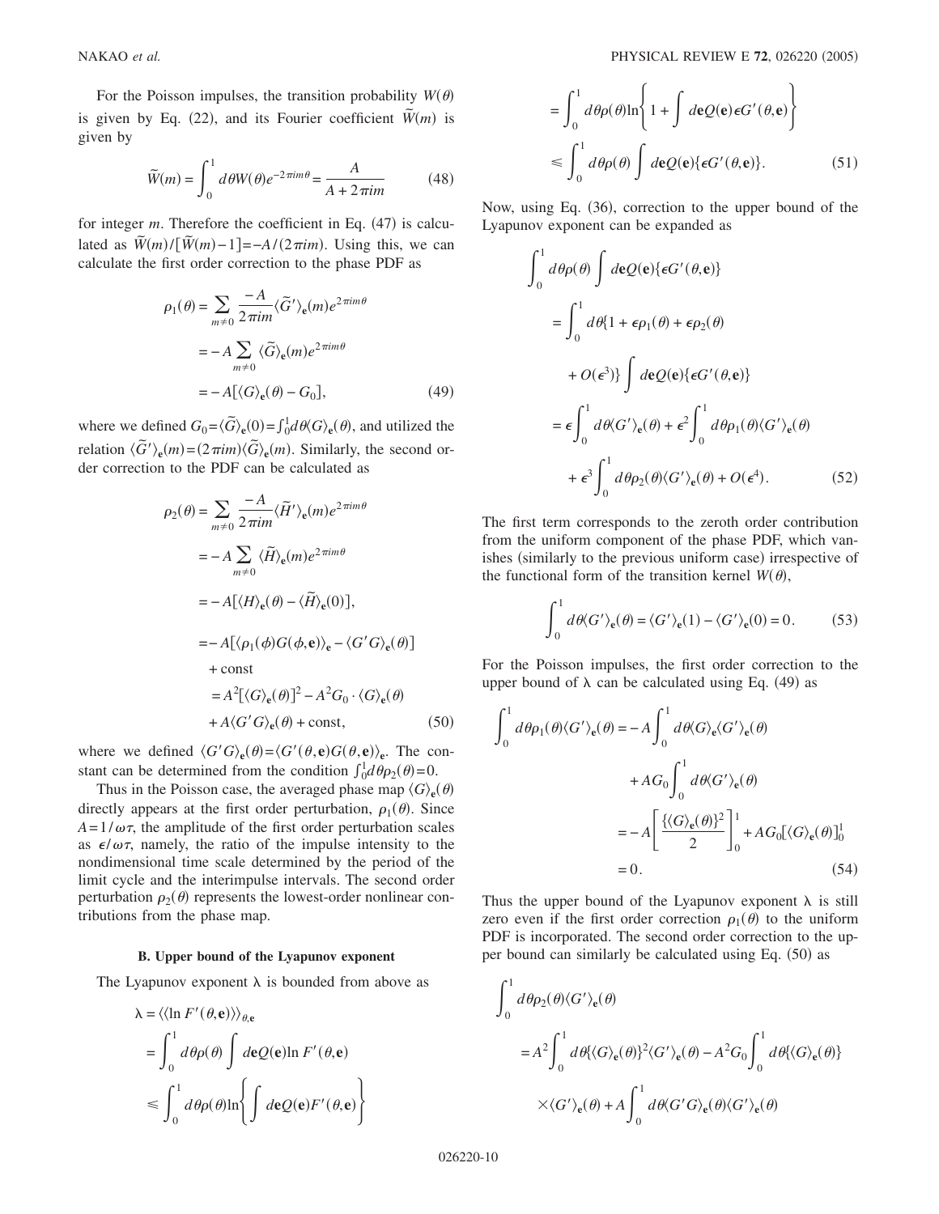For the Poisson impulses, the transition probability $W(\theta)$ is given by Eq. (22), and its Fourier coefficient $\tilde{W}(m)$ is given by

$$\tilde{W}(m) = \int_0^1 d\theta W(\theta) e^{-2\pi i m\theta} = \frac{A}{A + 2\pi i m} \tag{48}$$

for integer $m$. Therefore the coefficient in Eq. (47) is calculated as $\tilde{W}(m)/[\tilde{W}(m)-1] = -A/(2\pi i m)$. Using this, we can calculate the first order correction to the phase PDF as

$$\begin{aligned}
\rho_1(\theta) &= \sum_{m\neq 0} \frac{-A}{2\pi i m} \langle \tilde{G}' \rangle_{\mathbf{e}}(m) e^{2\pi i m\theta} \\
&= -A \sum_{m \neq 0} \langle \tilde{G} \rangle_{\mathbf{e}}(m) e^{2\pi i m\theta} \\
&= -A[\langle G \rangle_{\mathbf{e}}(\theta) - G_0],
\end{aligned} \tag{49}$$

where we defined $G_0 = \langle \tilde{G} \rangle_{\mathbf{e}}(0) = \int_0^1 d\theta \langle G \rangle_{\mathbf{e}}(\theta)$, and utilized the relation $\langle \tilde{G}' \rangle_{\mathbf{e}}(m) = (2\pi i m)\langle \tilde{G} \rangle_{\mathbf{e}}(m)$. Similarly, the second order correction to the PDF can be calculated as

$$\begin{aligned}
\rho_2(\theta) &= \sum_{m\neq 0} \frac{-A}{2\pi i m} \langle \tilde{H}' \rangle_{\mathbf{e}}(m) e^{2\pi i m\theta} \\
&= -A \sum_{m\neq 0} \langle \tilde{H} \rangle_{\mathbf{e}}(m) e^{2\pi i m\theta} \\
&= -A[\langle H \rangle_{\mathbf{e}}(\theta) - \langle \tilde{H} \rangle_{\mathbf{e}}(0)], \\
&= -A[\langle \rho_1(\phi) G(\phi, \mathbf{e}) \rangle_{\mathbf{e}} - \langle G' G \rangle_{\mathbf{e}}(\theta)] \\
&\quad + \text{const} \\
&= A^2 [\langle G \rangle_{\mathbf{e}}(\theta)]^2 - A^2 G_0 \cdot \langle G \rangle_{\mathbf{e}}(\theta) \\
&\quad + A \langle G' G \rangle_{\mathbf{e}}(\theta) + \text{const},
\end{aligned} \tag{50}$$

where we defined $\langle G' G \rangle_{\mathbf{e}}(\theta) = \langle G'(\theta, \mathbf{e}) G(\theta, \mathbf{e}) \rangle_{\mathbf{e}}$. The constant can be determined from the condition $\int_0^1 d\theta \rho_2(\theta) = 0$.

Thus in the Poisson case, the averaged phase map $\langle G \rangle_{\mathbf{e}}(\theta)$ directly appears at the first order perturbation, $\rho_1(\theta)$. Since $A = 1/\omega\tau$, the amplitude of the first order perturbation scales as $\epsilon/\omega\tau$, namely, the ratio of the impulse intensity to the nondimensional time scale determined by the period of the limit cycle and the interimpulse intervals. The second order perturbation $\rho_2(\theta)$ represents the lowest-order nonlinear contributions from the phase map.

### B. Upper bound of the Lyapunov exponent

The Lyapunov exponent $\lambda$ is bounded from above as

$$\begin{aligned}
\lambda &= \langle\langle \ln F'(\theta, \mathbf{e}) \rangle\rangle_{\theta, \mathbf{e}} \\
&= \int_0^1 d\theta \rho(\theta) \int d\mathbf{e} Q(\mathbf{e}) \ln F'(\theta, \mathbf{e}) \\
&\leqslant \int_0^1 d\theta \rho(\theta) \ln\left\{ \int d\mathbf{e} Q(\mathbf{e}) F'(\theta, \mathbf{e}) \right\} \\
&= \int_0^1 d\theta \rho(\theta) \ln\left\{ 1 + \int d\mathbf{e} Q(\mathbf{e}) \epsilon G'(\theta, \mathbf{e}) \right\} \\
&\leqslant \int_0^1 d\theta \rho(\theta) \int d\mathbf{e} Q(\mathbf{e}) \{\epsilon G'(\theta, \mathbf{e})\}.
\end{aligned} \tag{51}$$

Now, using Eq. (36), correction to the upper bound of the Lyapunov exponent can be expanded as

$$\begin{aligned}
&\int_0^1 d\theta \rho(\theta) \int d\mathbf{e} Q(\mathbf{e}) \{\epsilon G'(\theta, \mathbf{e})\} \\
&= \int_0^1 d\theta \{1 + \epsilon\rho_1(\theta) + \epsilon\rho_2(\theta) \\
&\quad + O(\epsilon^3)\} \int d\mathbf{e} Q(\mathbf{e}) \{\epsilon G'(\theta, \mathbf{e})\} \\
&= \epsilon \int_0^1 d\theta \langle G' \rangle_{\mathbf{e}}(\theta) + \epsilon^2 \int_0^1 d\theta \rho_1(\theta) \langle G' \rangle_{\mathbf{e}}(\theta) \\
&\quad + \epsilon^3 \int_0^1 d\theta \rho_2(\theta) \langle G' \rangle_{\mathbf{e}}(\theta) + O(\epsilon^4).
\end{aligned} \tag{52}$$

The first term corresponds to the zeroth order contribution from the uniform component of the phase PDF, which vanishes (similarly to the previous uniform case) irrespective of the functional form of the transition kernel $W(\theta)$,

$$\int_0^1 d\theta \langle G' \rangle_{\mathbf{e}}(\theta) = \langle G' \rangle_{\mathbf{e}}(1) - \langle G' \rangle_{\mathbf{e}}(0) = 0. \tag{53}$$

For the Poisson impulses, the first order correction to the upper bound of $\lambda$ can be calculated using Eq. (49) as

$$\begin{aligned}
\int_0^1 d\theta \rho_1(\theta) \langle G' \rangle_{\mathbf{e}}(\theta) &= -A \int_0^1 d\theta \langle G \rangle_{\mathbf{e}} \langle G' \rangle_{\mathbf{e}}(\theta) \\
&\quad + A G_0 \int_0^1 d\theta \langle G' \rangle_{\mathbf{e}}(\theta) \\
&= -A \left[ \frac{\{\langle G \rangle_{\mathbf{e}}(\theta)\}^2}{2} \right]_0^1 + A G_0 [\langle G \rangle_{\mathbf{e}}(\theta)]_0^1 \\
&= 0.
\end{aligned} \tag{54}$$

Thus the upper bound of the Lyapunov exponent $\lambda$ is still zero even if the first order correction $\rho_1(\theta)$ to the uniform PDF is incorporated. The second order correction to the upper bound can similarly be calculated using Eq. (50) as

$$\begin{aligned}
&\int_0^1 d\theta \rho_2(\theta) \langle G' \rangle_{\mathbf{e}}(\theta) \\
&= A^2 \int_0^1 d\theta \{\langle G \rangle_{\mathbf{e}}(\theta)\}^2 \langle G' \rangle_{\mathbf{e}}(\theta) - A^2 G_0 \int_0^1 d\theta \{\langle G \rangle_{\mathbf{e}}(\theta)\} \\
&\quad \times \langle G' \rangle_{\mathbf{e}}(\theta) + A \int_0^1 d\theta \langle G' G \rangle_{\mathbf{e}}(\theta) \langle G' \rangle_{\mathbf{e}}(\theta)
\end{aligned}$$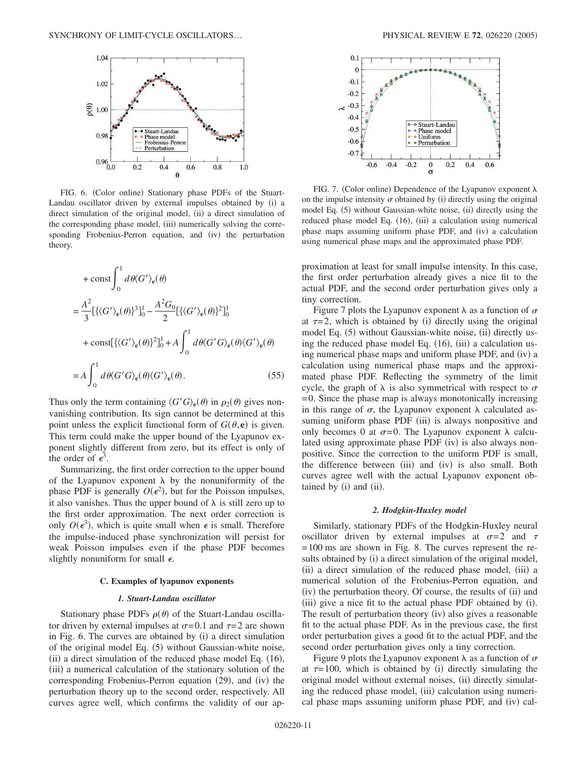FIG. 6. (Color online) Stationary phase PDFs of the Stuart-Landau oscillator driven by external impulses obtained by (i) a direct simulation of the original model, (ii) a direct simulation of the corresponding phase model, (iii) numerically solving the corresponding Frobenius-Perron equation, and (iv) the perturbation theory.

FIG. 7. (Color online) Dependence of the Lyapunov exponent $\lambda$ on the impulse intensity $\sigma$ obtained by (i) directly using the original model Eq. (5) without Gaussian-white noise, (ii) directly using the reduced phase model Eq. (16), (iii) a calculation using numerical phase maps assuming uniform phase PDF, and (iv) a calculation using numerical phase maps and the approximated phase PDF.

$$
\begin{aligned}
&+ \mathrm{const}\int_0^1 d\theta \langle G'\rangle_{\mathbf{e}}(\theta) \\
&= \frac{A^2}{3}[\{\langle G'\rangle_{\mathbf{e}}(\theta)\}^3]_0^1 - \frac{A^2 G_0}{2}[\{\langle G'\rangle_{\mathbf{e}}(\theta)\}^2]_0^1 \\
&+ \mathrm{const}[\{\langle G'\rangle_{\mathbf{e}}(\theta)\}^2]_0^1 + A\int_0^1 d\theta \langle G' G\rangle_{\mathbf{e}}(\theta)\langle G'\rangle_{\mathbf{e}}(\theta) \\
&= A\int_0^1 d\theta \langle G' G\rangle_{\mathbf{e}}(\theta)\langle G'\rangle_{\mathbf{e}}(\theta). \qquad (55)
\end{aligned}
$$

Thus only the term containing $\langle G' G\rangle_{\mathbf{e}}(\theta)$ in $\rho_2(\theta)$ gives nonvanishing contribution. Its sign cannot be determined at this point unless the explicit functional form of $G(\theta, \mathbf{e})$ is given. This term could make the upper bound of the Lyapunov exponent slightly different from zero, but its effect is only of the order of $\epsilon^3$.

Summarizing, the first order correction to the upper bound of the Lyapunov exponent $\lambda$ by the nonuniformity of the phase PDF is generally $O(\epsilon^2)$, but for the Poisson impulses, it also vanishes. Thus the upper bound of $\lambda$ is still zero up to the first order approximation. The next order correction is only $O(\epsilon^3)$, which is quite small when $\epsilon$ is small. Therefore the impulse-induced phase synchronization will persist for weak Poisson impulses even if the phase PDF becomes slightly nonuniform for small $\epsilon$.

### C. Examples of lyapunov exponents

#### *1. Stuart-Landau oscillator*

Stationary phase PDFs $\rho(\theta)$ of the Stuart-Landau oscillator driven by external impulses at $\sigma=0.1$ and $\tau=2$ are shown in Fig. 6. The curves are obtained by (i) a direct simulation of the original model Eq. (5) without Gaussian-white noise, (ii) a direct simulation of the reduced phase model Eq. (16), (iii) a numerical calculation of the stationary solution of the corresponding Frobenius-Perron equation (29), and (iv) the perturbation theory up to the second order, respectively. All curves agree well, which confirms the validity of our approximation at least for small impulse intensity. In this case, the first order perturbation already gives a nice fit to the actual PDF, and the second order perturbation gives only a tiny correction.

Figure 7 plots the Lyapunov exponent $\lambda$ as a function of $\sigma$ at $\tau=2$, which is obtained by (i) directly using the original model Eq. (5) without Gaussian-white noise, (ii) directly using the reduced phase model Eq. (16), (iii) a calculation using numerical phase maps and uniform phase PDF, and (iv) a calculation using numerical phase maps and the approximated phase PDF. Reflecting the symmetry of the limit cycle, the graph of $\lambda$ is also symmetrical with respect to $\sigma=0$. Since the phase map is always monotonically increasing in this range of $\sigma$, the Lyapunov exponent $\lambda$ calculated assuming uniform phase PDF (iii) is always nonpositive and only becomes 0 at $\sigma=0$. The Lyapunov exponent $\lambda$ calculated using approximate phase PDF (iv) is also always nonpositive. Since the correction to the uniform PDF is small, the difference between (iii) and (iv) is also small. Both curves agree well with the actual Lyapunov exponent obtained by (i) and (ii).

#### *2. Hodgkin-Huxley model*

Similarly, stationary PDFs of the Hodgkin-Huxley neural oscillator driven by external impulses at $\sigma=2$ and $\tau=100$ ms are shown in Fig. 8. The curves represent the results obtained by (i) a direct simulation of the original model, (ii) a direct simulation of the reduced phase model, (iii) a numerical solution of the Frobenius-Perron equation, and (iv) the perturbation theory. Of course, the results of (ii) and (iii) give a nice fit to the actual phase PDF obtained by (i). The result of perturbation theory (iv) also gives a reasonable fit to the actual phase PDF. As in the previous case, the first order perturbation gives a good fit to the actual PDF, and the second order perturbation gives only a tiny correction.

Figure 9 plots the Lyapunov exponent $\lambda$ as a function of $\sigma$ at $\tau=100$, which is obtained by (i) directly simulating the original model without external noises, (ii) directly simulating the reduced phase model, (iii) calculation using numerical phase maps assuming uniform phase PDF, and (iv) cal-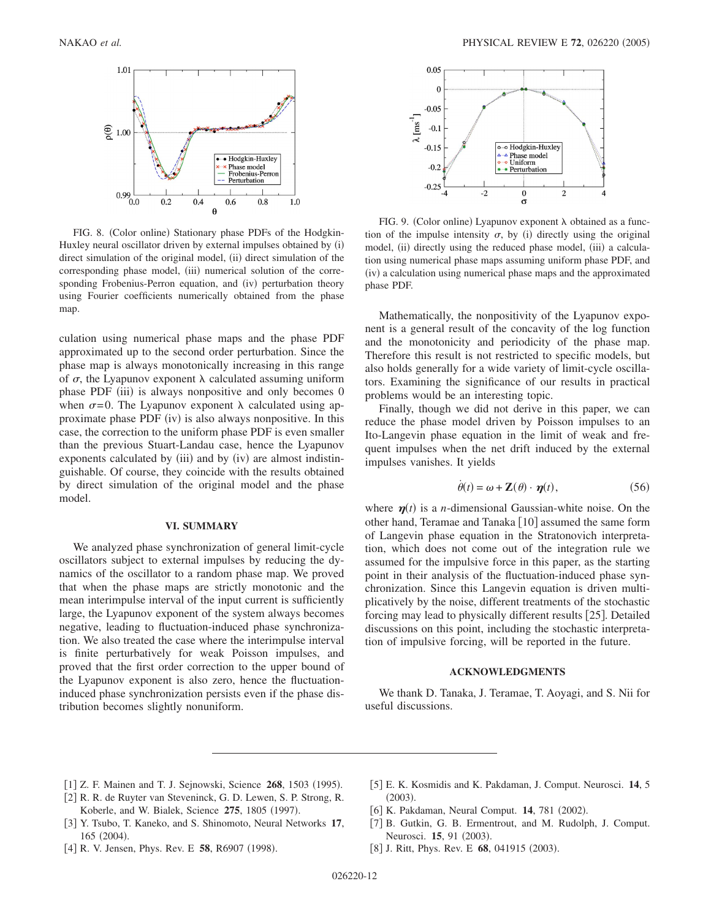FIG. 8. (Color online) Stationary phase PDFs of the Hodgkin-Huxley neural oscillator driven by external impulses obtained by (i) direct simulation of the original model, (ii) direct simulation of the corresponding phase model, (iii) numerical solution of the corresponding Frobenius-Perron equation, and (iv) perturbation theory using Fourier coefficients numerically obtained from the phase map.

FIG. 9. (Color online) Lyapunov exponent $\lambda$ obtained as a function of the impulse intensity $\sigma$, by (i) directly using the original model, (ii) directly using the reduced phase model, (iii) a calculation using numerical phase maps assuming uniform phase PDF, and (iv) a calculation using numerical phase maps and the approximated phase PDF.

culation using numerical phase maps and the phase PDF approximated up to the second order perturbation. Since the phase map is always monotonically increasing in this range of $\sigma$, the Lyapunov exponent $\lambda$ calculated assuming uniform phase PDF (iii) is always nonpositive and only becomes 0 when $\sigma=0$. The Lyapunov exponent $\lambda$ calculated using approximate phase PDF (iv) is also always nonpositive. In this case, the correction to the uniform phase PDF is even smaller than the previous Stuart-Landau case, hence the Lyapunov exponents calculated by (iii) and by (iv) are almost indistinguishable. Of course, they coincide with the results obtained by direct simulation of the original model and the phase model.

## VI. SUMMARY

We analyzed phase synchronization of general limit-cycle oscillators subject to external impulses by reducing the dynamics of the oscillator to a random phase map. We proved that when the phase maps are strictly monotonic and the mean interimpulse interval of the input current is sufficiently large, the Lyapunov exponent of the system always becomes negative, leading to fluctuation-induced phase synchronization. We also treated the case where the interimpulse interval is finite perturbatively for weak Poisson impulses, and proved that the first order correction to the upper bound of the Lyapunov exponent is also zero, hence the fluctuation-induced phase synchronization persists even if the phase distribution becomes slightly nonuniform.

Mathematically, the nonpositivity of the Lyapunov exponent is a general result of the concavity of the log function and the monotonicity and periodicity of the phase map. Therefore this result is not restricted to specific models, but also holds generally for a wide variety of limit-cycle oscillators. Examining the significance of our results in practical problems would be an interesting topic.

Finally, though we did not derive in this paper, we can reduce the phase model driven by Poisson impulses to an Ito-Langevin phase equation in the limit of weak and frequent impulses when the net drift induced by the external impulses vanishes. It yields

$$\dot{\theta}(t) = \omega + \mathbf{Z}(\theta) \cdot \boldsymbol{\eta}(t), \tag{56}$$

where $\boldsymbol{\eta}(t)$ is a $n$-dimensional Gaussian-white noise. On the other hand, Teramae and Tanaka [10] assumed the same form of Langevin phase equation in the Stratonovich interpretation, which does not come out of the integration rule we assumed for the impulsive force in this paper, as the starting point in their analysis of the fluctuation-induced phase synchronization. Since this Langevin equation is driven multiplicatively by the noise, different treatments of the stochastic forcing may lead to physically different results [25]. Detailed discussions on this point, including the stochastic interpretation of impulsive forcing, will be reported in the future.

## ACKNOWLEDGMENTS

We thank D. Tanaka, J. Teramae, T. Aoyagi, and S. Nii for useful discussions.

---

[1] Z. F. Mainen and T. J. Sejnowski, Science **268**, 1503 (1995).

[2] R. R. de Ruyter van Steveninck, G. D. Lewen, S. P. Strong, R. Koberle, and W. Bialek, Science **275**, 1805 (1997).

[3] Y. Tsubo, T. Kaneko, and S. Shinomoto, Neural Networks **17**, 165 (2004).

[4] R. V. Jensen, Phys. Rev. E **58**, R6907 (1998).

[5] E. K. Kosmidis and K. Pakdaman, J. Comput. Neurosci. **14**, 5 (2003).

[6] K. Pakdaman, Neural Comput. **14**, 781 (2002).

[7] B. Gutkin, G. B. Ermentrout, and M. Rudolph, J. Comput. Neurosci. **15**, 91 (2003).

[8] J. Ritt, Phys. Rev. E **68**, 041915 (2003).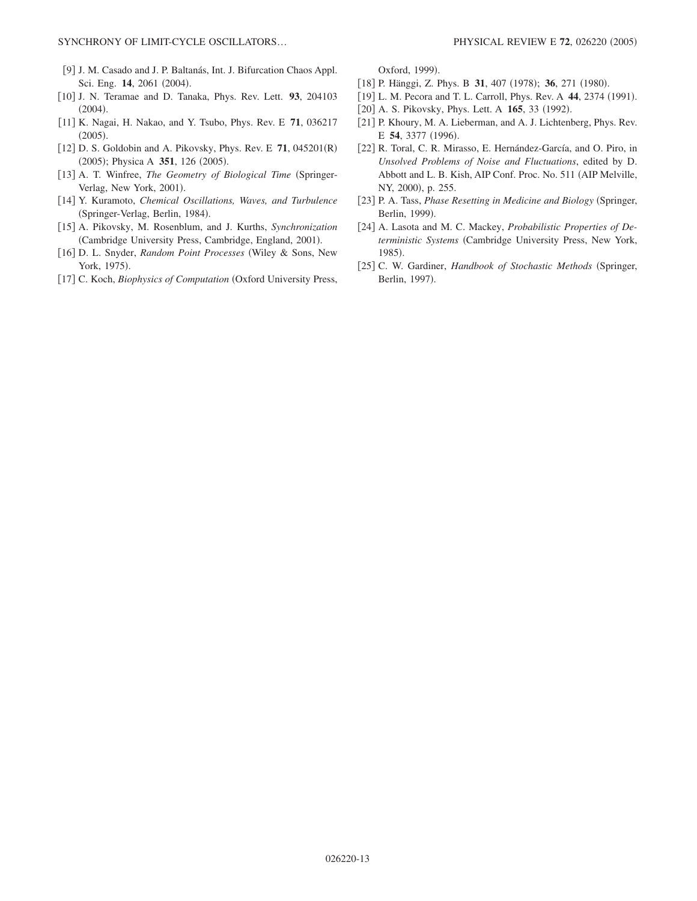[9] J. M. Casado and J. P. Baltanás, Int. J. Bifurcation Chaos Appl. Sci. Eng. **14**, 2061 (2004).

[10] J. N. Teramae and D. Tanaka, Phys. Rev. Lett. **93**, 204103 (2004).

[11] K. Nagai, H. Nakao, and Y. Tsubo, Phys. Rev. E **71**, 036217 (2005).

[12] D. S. Goldobin and A. Pikovsky, Phys. Rev. E **71**, 045201(R) (2005); Physica A **351**, 126 (2005).

[13] A. T. Winfree, *The Geometry of Biological Time* (Springer-Verlag, New York, 2001).

[14] Y. Kuramoto, *Chemical Oscillations, Waves, and Turbulence* (Springer-Verlag, Berlin, 1984).

[15] A. Pikovsky, M. Rosenblum, and J. Kurths, *Synchronization* (Cambridge University Press, Cambridge, England, 2001).

[16] D. L. Snyder, *Random Point Processes* (Wiley & Sons, New York, 1975).

[17] C. Koch, *Biophysics of Computation* (Oxford University Press, Oxford, 1999).

[18] P. Hänggi, Z. Phys. B **31**, 407 (1978); **36**, 271 (1980).

[19] L. M. Pecora and T. L. Carroll, Phys. Rev. A **44**, 2374 (1991).

[20] A. S. Pikovsky, Phys. Lett. A **165**, 33 (1992).

[21] P. Khoury, M. A. Lieberman, and A. J. Lichtenberg, Phys. Rev. E **54**, 3377 (1996).

[22] R. Toral, C. R. Mirasso, E. Hernández-García, and O. Piro, in *Unsolved Problems of Noise and Fluctuations*, edited by D. Abbott and L. B. Kish, AIP Conf. Proc. No. 511 (AIP Melville, NY, 2000), p. 255.

[23] P. A. Tass, *Phase Resetting in Medicine and Biology* (Springer, Berlin, 1999).

[24] A. Lasota and M. C. Mackey, *Probabilistic Properties of Deterministic Systems* (Cambridge University Press, New York, 1985).

[25] C. W. Gardiner, *Handbook of Stochastic Methods* (Springer, Berlin, 1997).